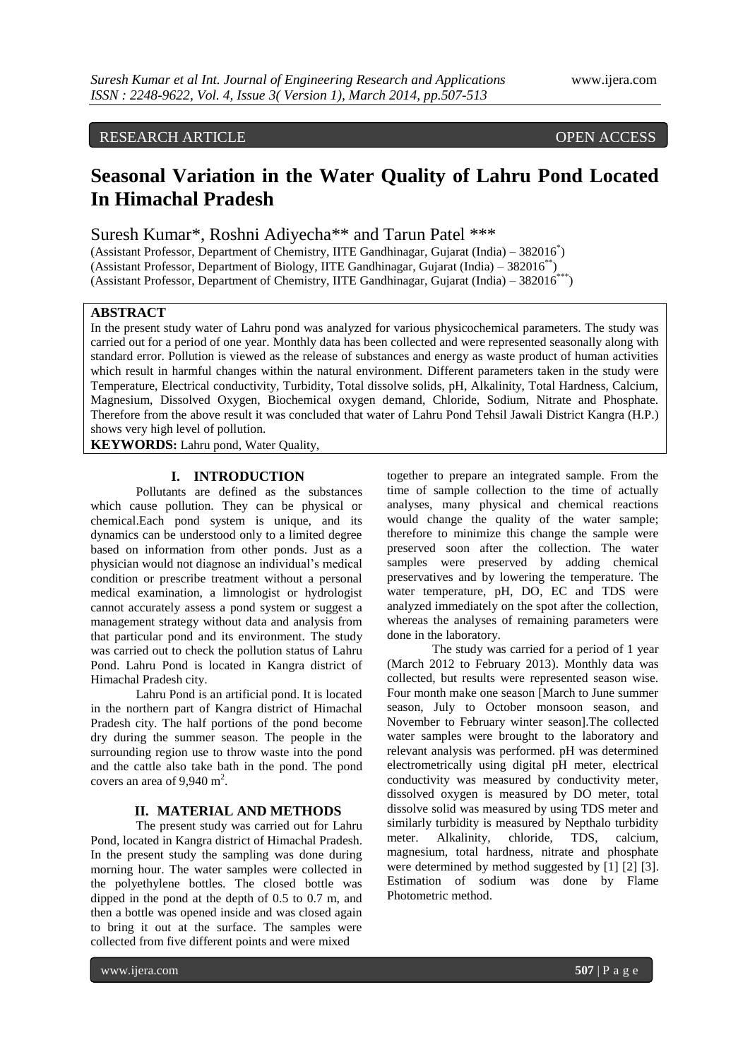RESEARCH ARTICLE OPEN ACCESS

# Seasonal Variation in the Water Quality of Lahru Pond Located In Himachal Pradesh

Suresh Kumar*, Roshni Adiyecha** and Tarun Patel ***

(Assistant Professor, Department of Chemistry, IITE Gandhinagar, Gujarat (India) – 382016[*])
(Assistant Professor, Department of Biology, IITE Gandhinagar, Gujarat (India) – 382016[**])
(Assistant Professor, Department of Chemistry, IITE Gandhinagar, Gujarat (India) – 382016[***])

**ABSTRACT**

In the present study water of Lahru pond was analyzed for various physicochemical parameters. The study was carried out for a period of one year. Monthly data has been collected and were represented seasonally along with standard error. Pollution is viewed as the release of substances and energy as waste product of human activities which result in harmful changes within the natural environment. Different parameters taken in the study were Temperature, Electrical conductivity, Turbidity, Total dissolve solids, pH, Alkalinity, Total Hardness, Calcium, Magnesium, Dissolved Oxygen, Biochemical oxygen demand, Chloride, Sodium, Nitrate and Phosphate. Therefore from the above result it was concluded that water of Lahru Pond Tehsil Jawali District Kangra (H.P.) shows very high level of pollution.

**KEYWORDS:** Lahru pond, Water Quality,

## I. INTRODUCTION

Pollutants are defined as the substances which cause pollution. They can be physical or chemical.Each pond system is unique, and its dynamics can be understood only to a limited degree based on information from other ponds. Just as a physician would not diagnose an individual's medical condition or prescribe treatment without a personal medical examination, a limnologist or hydrologist cannot accurately assess a pond system or suggest a management strategy without data and analysis from that particular pond and its environment. The study was carried out to check the pollution status of Lahru Pond. Lahru Pond is located in Kangra district of Himachal Pradesh city.

Lahru Pond is an artificial pond. It is located in the northern part of Kangra district of Himachal Pradesh city. The half portions of the pond become dry during the summer season. The people in the surrounding region use to throw waste into the pond and the cattle also take bath in the pond. The pond covers an area of 9,940 $m^2$.

## II. MATERIAL AND METHODS

The present study was carried out for Lahru Pond, located in Kangra district of Himachal Pradesh. In the present study the sampling was done during morning hour. The water samples were collected in the polyethylene bottles. The closed bottle was dipped in the pond at the depth of 0.5 to 0.7 m, and then a bottle was opened inside and was closed again to bring it out at the surface. The samples were collected from five different points and were mixed together to prepare an integrated sample. From the time of sample collection to the time of actually analyses, many physical and chemical reactions would change the quality of the water sample; therefore to minimize this change the sample were preserved soon after the collection. The water samples were preserved by adding chemical preservatives and by lowering the temperature. The water temperature, pH, DO, EC and TDS were analyzed immediately on the spot after the collection, whereas the analyses of remaining parameters were done in the laboratory.

The study was carried for a period of 1 year (March 2012 to February 2013). Monthly data was collected, but results were represented season wise. Four month make one season [March to June summer season, July to October monsoon season, and November to February winter season].The collected water samples were brought to the laboratory and relevant analysis was performed. pH was determined electrometrically using digital pH meter, electrical conductivity was measured by conductivity meter, dissolved oxygen is measured by DO meter, total dissolve solid was measured by using TDS meter and similarly turbidity is measured by Nepthalo turbidity meter. Alkalinity, chloride, TDS, calcium, magnesium, total hardness, nitrate and phosphate were determined by method suggested by [1] [2] [3]. Estimation of sodium was done by Flame Photometric method.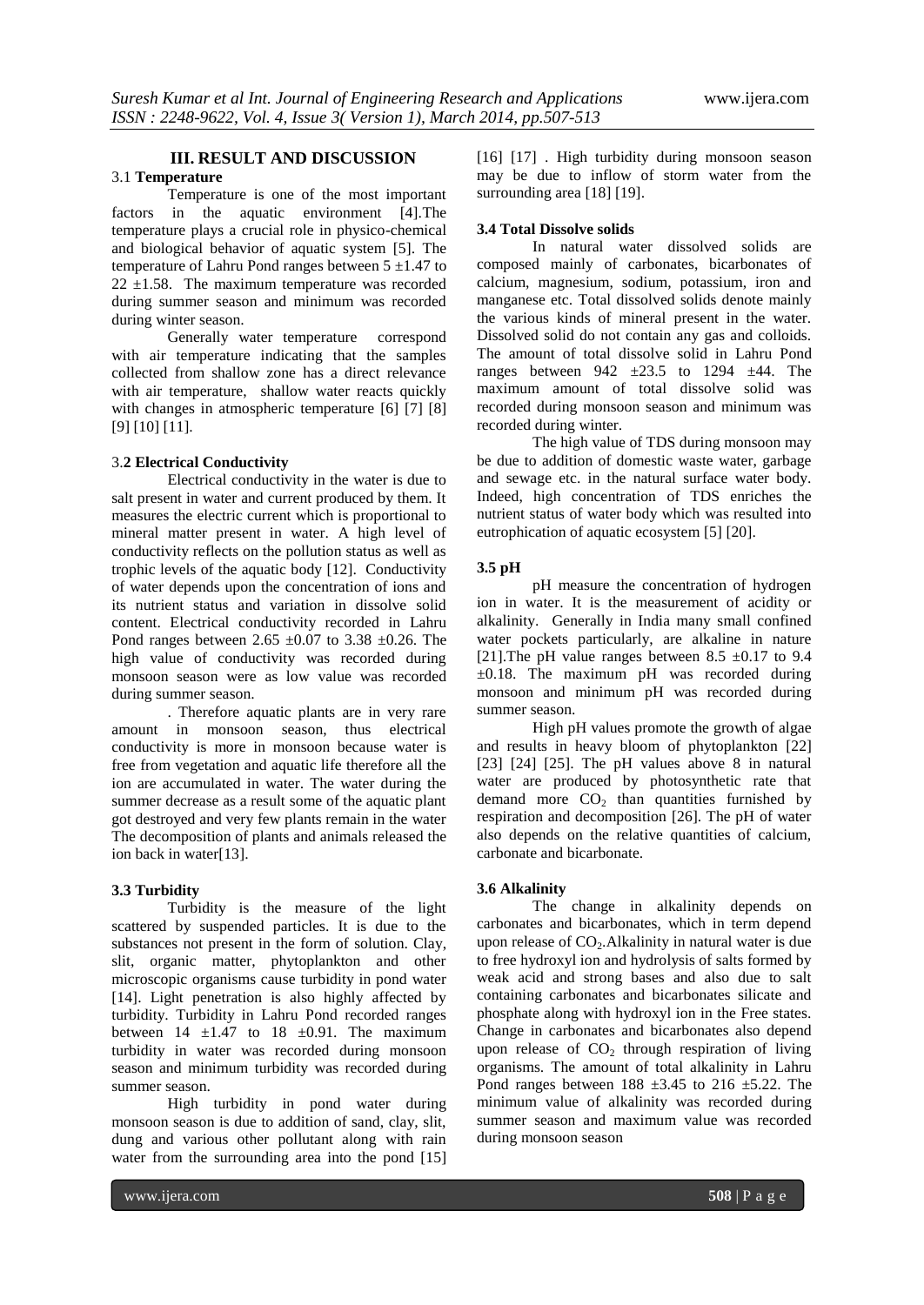## III. RESULT AND DISCUSSION

### 3.1 Temperature

Temperature is one of the most important factors in the aquatic environment [4].The temperature plays a crucial role in physico-chemical and biological behavior of aquatic system [5]. The temperature of Lahru Pond ranges between 5 ±1.47 to 22 ±1.58. The maximum temperature was recorded during summer season and minimum was recorded during winter season.

Generally water temperature correspond with air temperature indicating that the samples collected from shallow zone has a direct relevance with air temperature, shallow water reacts quickly with changes in atmospheric temperature [6] [7] [8] [9] [10] [11].

### 3.2 Electrical Conductivity

Electrical conductivity in the water is due to salt present in water and current produced by them. It measures the electric current which is proportional to mineral matter present in water. A high level of conductivity reflects on the pollution status as well as trophic levels of the aquatic body [12]. Conductivity of water depends upon the concentration of ions and its nutrient status and variation in dissolve solid content. Electrical conductivity recorded in Lahru Pond ranges between 2.65 ±0.07 to 3.38 ±0.26. The high value of conductivity was recorded during monsoon season were as low value was recorded during summer season.

. Therefore aquatic plants are in very rare amount in monsoon season, thus electrical conductivity is more in monsoon because water is free from vegetation and aquatic life therefore all the ion are accumulated in water. The water during the summer decrease as a result some of the aquatic plant got destroyed and very few plants remain in the water The decomposition of plants and animals released the ion back in water[13].

### 3.3 Turbidity

Turbidity is the measure of the light scattered by suspended particles. It is due to the substances not present in the form of solution. Clay, slit, organic matter, phytoplankton and other microscopic organisms cause turbidity in pond water [14]. Light penetration is also highly affected by turbidity. Turbidity in Lahru Pond recorded ranges between 14 ±1.47 to 18 ±0.91. The maximum turbidity in water was recorded during monsoon season and minimum turbidity was recorded during summer season.

High turbidity in pond water during monsoon season is due to addition of sand, clay, slit, dung and various other pollutant along with rain water from the surrounding area into the pond [15] [16] [17] . High turbidity during monsoon season may be due to inflow of storm water from the surrounding area [18] [19].

### 3.4 Total Dissolve solids

In natural water dissolved solids are composed mainly of carbonates, bicarbonates of calcium, magnesium, sodium, potassium, iron and manganese etc. Total dissolved solids denote mainly the various kinds of mineral present in the water. Dissolved solid do not contain any gas and colloids. The amount of total dissolve solid in Lahru Pond ranges between 942 ±23.5 to 1294 ±44. The maximum amount of total dissolve solid was recorded during monsoon season and minimum was recorded during winter.

The high value of TDS during monsoon may be due to addition of domestic waste water, garbage and sewage etc. in the natural surface water body. Indeed, high concentration of TDS enriches the nutrient status of water body which was resulted into eutrophication of aquatic ecosystem [5] [20].

### 3.5 pH

pH measure the concentration of hydrogen ion in water. It is the measurement of acidity or alkalinity. Generally in India many small confined water pockets particularly, are alkaline in nature [21].The pH value ranges between 8.5 ±0.17 to 9.4 ±0.18. The maximum pH was recorded during monsoon and minimum pH was recorded during summer season.

High pH values promote the growth of algae and results in heavy bloom of phytoplankton [22] [23] [24] [25]. The pH values above 8 in natural water are produced by photosynthetic rate that demand more $CO_2$ than quantities furnished by respiration and decomposition [26]. The pH of water also depends on the relative quantities of calcium, carbonate and bicarbonate.

### 3.6 Alkalinity

The change in alkalinity depends on carbonates and bicarbonates, which in term depend upon release of $CO_2$.Alkalinity in natural water is due to free hydroxyl ion and hydrolysis of salts formed by weak acid and strong bases and also due to salt containing carbonates and bicarbonates silicate and phosphate along with hydroxyl ion in the Free states. Change in carbonates and bicarbonates also depend upon release of $CO_2$ through respiration of living organisms. The amount of total alkalinity in Lahru Pond ranges between 188 ±3.45 to 216 ±5.22. The minimum value of alkalinity was recorded during summer season and maximum value was recorded during monsoon season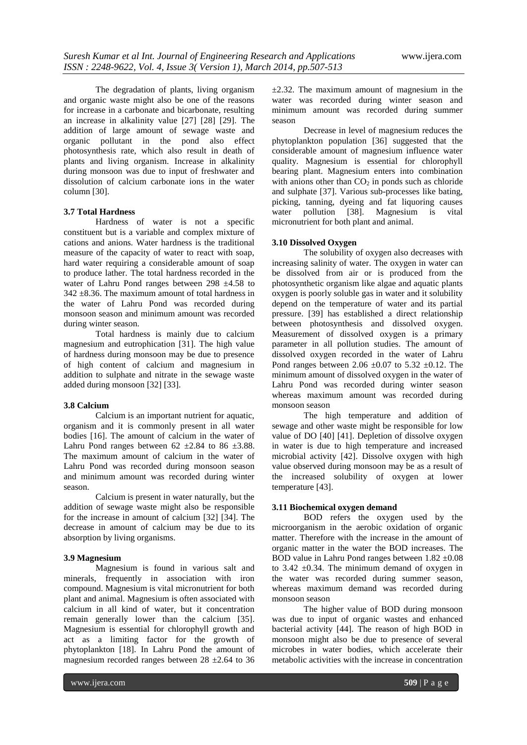The degradation of plants, living organism and organic waste might also be one of the reasons for increase in a carbonate and bicarbonate, resulting an increase in alkalinity value [27] [28] [29]. The addition of large amount of sewage waste and organic pollutant in the pond also effect photosynthesis rate, which also result in death of plants and living organism. Increase in alkalinity during monsoon was due to input of freshwater and dissolution of calcium carbonate ions in the water column [30].

### 3.7 Total Hardness

Hardness of water is not a specific constituent but is a variable and complex mixture of cations and anions. Water hardness is the traditional measure of the capacity of water to react with soap, hard water requiring a considerable amount of soap to produce lather. The total hardness recorded in the water of Lahru Pond ranges between 298 ±4.58 to 342 ±8.36. The maximum amount of total hardness in the water of Lahru Pond was recorded during monsoon season and minimum amount was recorded during winter season.

Total hardness is mainly due to calcium magnesium and eutrophication [31]. The high value of hardness during monsoon may be due to presence of high content of calcium and magnesium in addition to sulphate and nitrate in the sewage waste added during monsoon [32] [33].

### 3.8 Calcium

Calcium is an important nutrient for aquatic, organism and it is commonly present in all water bodies [16]. The amount of calcium in the water of Lahru Pond ranges between 62 ±2.84 to 86 ±3.88. The maximum amount of calcium in the water of Lahru Pond was recorded during monsoon season and minimum amount was recorded during winter season.

Calcium is present in water naturally, but the addition of sewage waste might also be responsible for the increase in amount of calcium [32] [34]. The decrease in amount of calcium may be due to its absorption by living organisms.

### 3.9 Magnesium

Magnesium is found in various salt and minerals, frequently in association with iron compound. Magnesium is vital micronutrient for both plant and animal. Magnesium is often associated with calcium in all kind of water, but it concentration remain generally lower than the calcium [35]. Magnesium is essential for chlorophyll growth and act as a limiting factor for the growth of phytoplankton [18]. In Lahru Pond the amount of magnesium recorded ranges between 28 ±2.64 to 36 ±2.32. The maximum amount of magnesium in the water was recorded during winter season and minimum amount was recorded during summer season

Decrease in level of magnesium reduces the phytoplankton population [36] suggested that the considerable amount of magnesium influence water quality. Magnesium is essential for chlorophyll bearing plant. Magnesium enters into combination with anions other than $CO_2$ in ponds such as chloride and sulphate [37]. Various sub-processes like bating, picking, tanning, dyeing and fat liquoring causes water pollution [38]. Magnesium is vital micronutrient for both plant and animal.

### 3.10 Dissolved Oxygen

The solubility of oxygen also decreases with increasing salinity of water. The oxygen in water can be dissolved from air or is produced from the photosynthetic organism like algae and aquatic plants oxygen is poorly soluble gas in water and it solubility depend on the temperature of water and its partial pressure. [39] has established a direct relationship between photosynthesis and dissolved oxygen. Measurement of dissolved oxygen is a primary parameter in all pollution studies. The amount of dissolved oxygen recorded in the water of Lahru Pond ranges between 2.06 ±0.07 to 5.32 ±0.12. The minimum amount of dissolved oxygen in the water of Lahru Pond was recorded during winter season whereas maximum amount was recorded during monsoon season

The high temperature and addition of sewage and other waste might be responsible for low value of DO [40] [41]. Depletion of dissolve oxygen in water is due to high temperature and increased microbial activity [42]. Dissolve oxygen with high value observed during monsoon may be as a result of the increased solubility of oxygen at lower temperature [43].

### 3.11 Biochemical oxygen demand

BOD refers the oxygen used by the microorganism in the aerobic oxidation of organic matter. Therefore with the increase in the amount of organic matter in the water the BOD increases. The BOD value in Lahru Pond ranges between 1.82 ±0.08 to 3.42 ±0.34. The minimum demand of oxygen in the water was recorded during summer season, whereas maximum demand was recorded during monsoon season

The higher value of BOD during monsoon was due to input of organic wastes and enhanced bacterial activity [44]. The reason of high BOD in monsoon might also be due to presence of several microbes in water bodies, which accelerate their metabolic activities with the increase in concentration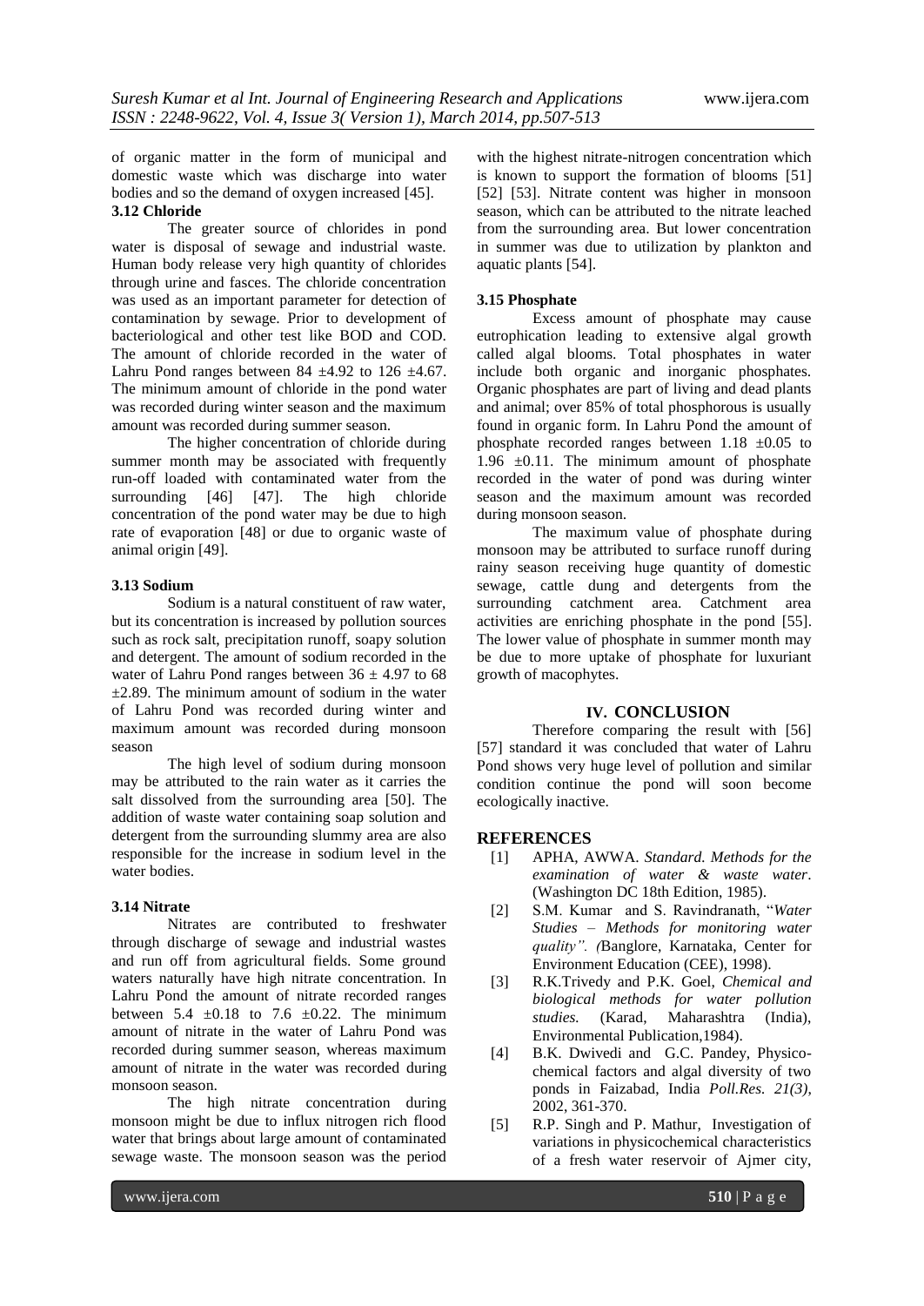of organic matter in the form of municipal and domestic waste which was discharge into water bodies and so the demand of oxygen increased [45].

### 3.12 Chloride

The greater source of chlorides in pond water is disposal of sewage and industrial waste. Human body release very high quantity of chlorides through urine and fasces. The chloride concentration was used as an important parameter for detection of contamination by sewage. Prior to development of bacteriological and other test like BOD and COD. The amount of chloride recorded in the water of Lahru Pond ranges between 84 ±4.92 to 126 ±4.67. The minimum amount of chloride in the pond water was recorded during winter season and the maximum amount was recorded during summer season.

The higher concentration of chloride during summer month may be associated with frequently run-off loaded with contaminated water from the surrounding [46] [47]. The high chloride concentration of the pond water may be due to high rate of evaporation [48] or due to organic waste of animal origin [49].

### 3.13 Sodium

Sodium is a natural constituent of raw water, but its concentration is increased by pollution sources such as rock salt, precipitation runoff, soapy solution and detergent. The amount of sodium recorded in the water of Lahru Pond ranges between 36 ± 4.97 to 68 ±2.89. The minimum amount of sodium in the water of Lahru Pond was recorded during winter and maximum amount was recorded during monsoon season

The high level of sodium during monsoon may be attributed to the rain water as it carries the salt dissolved from the surrounding area [50]. The addition of waste water containing soap solution and detergent from the surrounding slummy area are also responsible for the increase in sodium level in the water bodies.

### 3.14 Nitrate

Nitrates are contributed to freshwater through discharge of sewage and industrial wastes and run off from agricultural fields. Some ground waters naturally have high nitrate concentration. In Lahru Pond the amount of nitrate recorded ranges between 5.4 ±0.18 to 7.6 ±0.22. The minimum amount of nitrate in the water of Lahru Pond was recorded during summer season, whereas maximum amount of nitrate in the water was recorded during monsoon season.

The high nitrate concentration during monsoon might be due to influx nitrogen rich flood water that brings about large amount of contaminated sewage waste. The monsoon season was the period with the highest nitrate-nitrogen concentration which is known to support the formation of blooms [51] [52] [53]. Nitrate content was higher in monsoon season, which can be attributed to the nitrate leached from the surrounding area. But lower concentration in summer was due to utilization by plankton and aquatic plants [54].

### 3.15 Phosphate

Excess amount of phosphate may cause eutrophication leading to extensive algal growth called algal blooms. Total phosphates in water include both organic and inorganic phosphates. Organic phosphates are part of living and dead plants and animal; over 85% of total phosphorous is usually found in organic form. In Lahru Pond the amount of phosphate recorded ranges between 1.18 ±0.05 to 1.96 ±0.11. The minimum amount of phosphate recorded in the water of pond was during winter season and the maximum amount was recorded during monsoon season.

The maximum value of phosphate during monsoon may be attributed to surface runoff during rainy season receiving huge quantity of domestic sewage, cattle dung and detergents from the surrounding catchment area. Catchment area activities are enriching phosphate in the pond [55]. The lower value of phosphate in summer month may be due to more uptake of phosphate for luxuriant growth of macophytes.

## IV. CONCLUSION

Therefore comparing the result with [56] [57] standard it was concluded that water of Lahru Pond shows very huge level of pollution and similar condition continue the pond will soon become ecologically inactive.

## REFERENCES

[1] APHA, AWWA. *Standard. Methods for the examination of water & waste water*. (Washington DC 18th Edition, 1985).

[2] S.M. Kumar and S. Ravindranath, "*Water Studies – Methods for monitoring water quality". (*Banglore, Karnataka, Center for Environment Education (CEE), 1998).

[3] R.K.Trivedy and P.K. Goel, *Chemical and biological methods for water pollution studies.* (Karad, Maharashtra (India), Environmental Publication,1984).

[4] B.K. Dwivedi and G.C. Pandey, Physico-chemical factors and algal diversity of two ponds in Faizabad, India *Poll.Res. 21(3),* 2002, 361-370.

[5] R.P. Singh and P. Mathur, Investigation of variations in physicochemical characteristics of a fresh water reservoir of Ajmer city,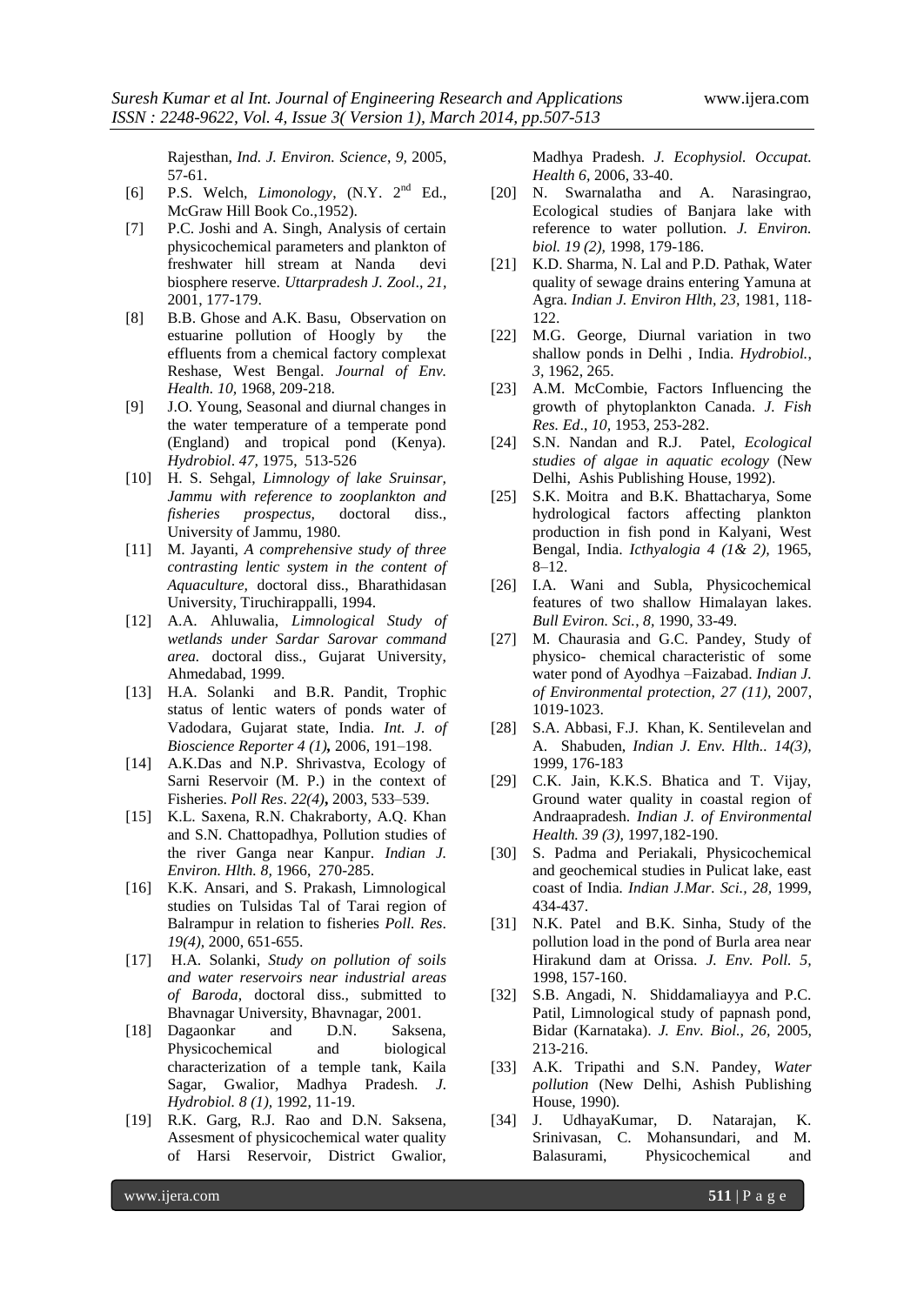Rajesthan, *Ind. J. Environ. Science, 9,* 2005, 57-61.

[6] P.S. Welch, *Limonology*, (N.Y. 2nd Ed., McGraw Hill Book Co.,1952).

[7] P.C. Joshi and A. Singh, Analysis of certain physicochemical parameters and plankton of freshwater hill stream at Nanda devi biosphere reserve. *Uttarpradesh J. Zool., 21,* 2001, 177-179.

[8] B.B. Ghose and A.K. Basu, Observation on estuarine pollution of Hoogly by the effluents from a chemical factory complexat Reshase, West Bengal. *Journal of Env. Health. 10,* 1968, 209-218.

[9] J.O. Young, Seasonal and diurnal changes in the water temperature of a temperate pond (England) and tropical pond (Kenya). *Hydrobiol. 47,* 1975, 513-526

[10] H. S. Sehgal, *Limnology of lake Sruinsar, Jammu with reference to zooplankton and fisheries prospectus,* doctoral diss., University of Jammu, 1980.

[11] M. Jayanti, *A comprehensive study of three contrasting lentic system in the content of Aquaculture,* doctoral diss., Bharathidasan University, Tiruchirappalli, 1994.

[12] A.A. Ahluwalia, *Limnological Study of wetlands under Sardar Sarovar command area.* doctoral diss., Gujarat University, Ahmedabad, 1999.

[13] H.A. Solanki and B.R. Pandit, Trophic status of lentic waters of ponds water of Vadodara, Gujarat state, India. *Int. J. of Bioscience Reporter 4 (1)***,** 2006, 191–198.

[14] A.K.Das and N.P. Shrivastva, Ecology of Sarni Reservoir (M. P.) in the context of Fisheries. *Poll Res. 22(4)***,** 2003, 533–539.

[15] K.L. Saxena, R.N. Chakraborty, A.Q. Khan and S.N. Chattopadhya, Pollution studies of the river Ganga near Kanpur. *Indian J. Environ. Hlth. 8,* 1966, 270-285.

[16] K.K. Ansari, and S. Prakash, Limnological studies on Tulsidas Tal of Tarai region of Balrampur in relation to fisheries *Poll. Res. 19(4),* 2000, 651-655.

[17] H.A. Solanki, *Study on pollution of soils and water reservoirs near industrial areas of Baroda*, doctoral diss., submitted to Bhavnagar University, Bhavnagar, 2001.

[18] Dagaonkar and D.N. Saksena, Physicochemical and biological characterization of a temple tank, Kaila Sagar, Gwalior, Madhya Pradesh. *J. Hydrobiol. 8 (1),* 1992, 11-19.

[19] R.K. Garg, R.J. Rao and D.N. Saksena, Assesment of physicochemical water quality of Harsi Reservoir, District Gwalior, Madhya Pradesh. *J. Ecophysiol. Occupat. Health 6,* 2006, 33-40.

[20] N. Swarnalatha and A. Narasingrao, Ecological studies of Banjara lake with reference to water pollution. *J. Environ. biol. 19 (2),* 1998, 179-186.

[21] K.D. Sharma, N. Lal and P.D. Pathak, Water quality of sewage drains entering Yamuna at Agra. *Indian J. Environ Hlth, 23,* 1981, 118-122.

[22] M.G. George, Diurnal variation in two shallow ponds in Delhi , India. *Hydrobiol., 3,* 1962, 265.

[23] A.M. McCombie, Factors Influencing the growth of phytoplankton Canada. *J. Fish Res. Ed., 10,* 1953, 253-282.

[24] S.N. Nandan and R.J. Patel, *Ecological studies of algae in aquatic ecology* (New Delhi, Ashis Publishing House, 1992).

[25] S.K. Moitra and B.K. Bhattacharya, Some hydrological factors affecting plankton production in fish pond in Kalyani, West Bengal, India. *Icthyalogia 4 (1& 2),* 1965, 8–12.

[26] I.A. Wani and Subla, Physicochemical features of two shallow Himalayan lakes. *Bull Eviron. Sci., 8,* 1990, 33-49.

[27] M. Chaurasia and G.C. Pandey, Study of physico- chemical characteristic of some water pond of Ayodhya –Faizabad. *Indian J. of Environmental protection, 27 (11),* 2007, 1019-1023.

[28] S.A. Abbasi, F.J. Khan, K. Sentilevelan and A. Shabuden, *Indian J. Env. Hlth.. 14(3),* 1999, 176-183

[29] C.K. Jain, K.K.S. Bhatica and T. Vijay, Ground water quality in coastal region of Andraapradesh. *Indian J. of Environmental Health. 39 (3),* 1997,182-190.

[30] S. Padma and Periakali, Physicochemical and geochemical studies in Pulicat lake, east coast of India. *Indian J.Mar. Sci., 28,* 1999, 434-437.

[31] N.K. Patel and B.K. Sinha, Study of the pollution load in the pond of Burla area near Hirakund dam at Orissa. *J. Env. Poll. 5,* 1998, 157-160.

[32] S.B. Angadi, N. Shiddamaliayya and P.C. Patil, Limnological study of papnash pond, Bidar (Karnataka). *J. Env. Biol., 26,* 2005, 213-216.

[33] A.K. Tripathi and S.N. Pandey, *Water pollution* (New Delhi, Ashish Publishing House, 1990).

[34] J. UdhayaKumar, D. Natarajan, K. Srinivasan, C. Mohansundari, and M. Balasurami, Physicochemical and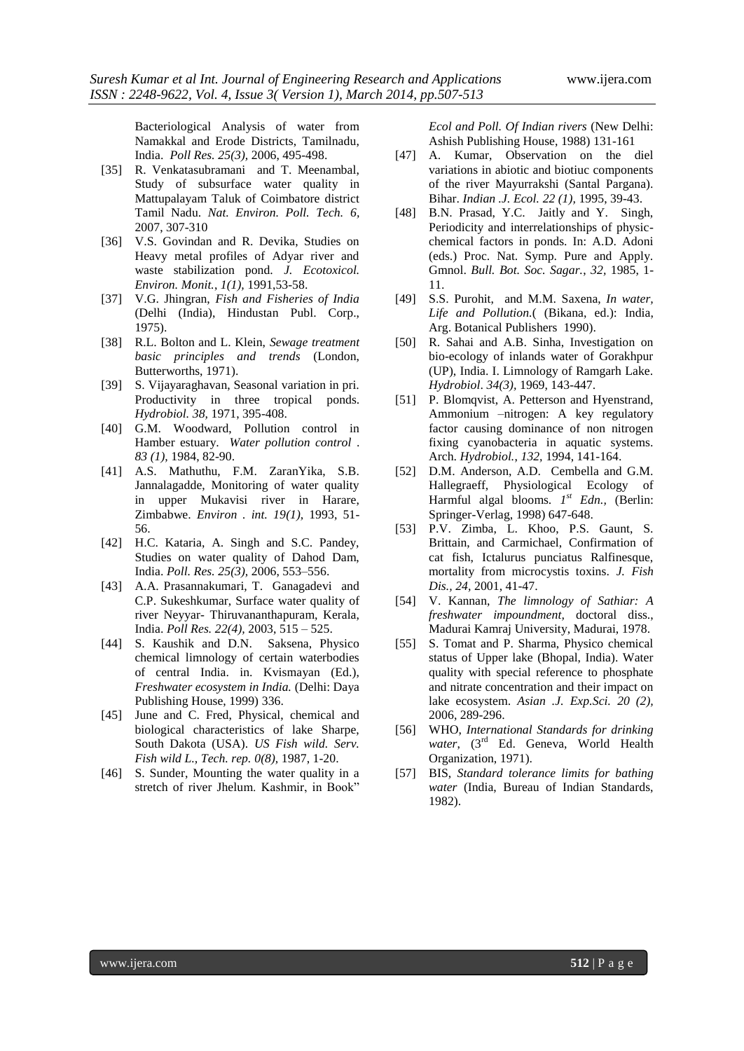Bacteriological Analysis of water from Namakkal and Erode Districts, Tamilnadu, India. *Poll Res. 25(3)*, 2006, 495-498.

[35] R. Venkatasubramani and T. Meenambal, Study of subsurface water quality in Mattupalayam Taluk of Coimbatore district Tamil Nadu. *Nat. Environ. Poll. Tech. 6*, 2007, 307-310

[36] V.S. Govindan and R. Devika, Studies on Heavy metal profiles of Adyar river and waste stabilization pond. *J. Ecotoxicol. Environ. Monit., 1(1)*, 1991,53-58.

[37] V.G. Jhingran, *Fish and Fisheries of India* (Delhi (India), Hindustan Publ. Corp., 1975).

[38] R.L. Bolton and L. Klein, *Sewage treatment basic principles and trends* (London, Butterworths, 1971).

[39] S. Vijayaraghavan, Seasonal variation in pri. Productivity in three tropical ponds. *Hydrobiol. 38*, 1971, 395-408.

[40] G.M. Woodward, Pollution control in Hamber estuary. *Water pollution control . 83 (1)*, 1984, 82-90.

[41] A.S. Mathuthu, F.M. ZaranYika, S.B. Jannalagadde, Monitoring of water quality in upper Mukavisi river in Harare, Zimbabwe. *Environ . int. 19(1)*, 1993, 51-56.

[42] H.C. Kataria, A. Singh and S.C. Pandey, Studies on water quality of Dahod Dam, India. *Poll. Res. 25(3)*, 2006, 553–556.

[43] A.A. Prasannakumari, T. Ganagadevi and C.P. Sukeshkumar, Surface water quality of river Neyyar- Thiruvananthapuram, Kerala, India. *Poll Res. 22(4)*, 2003, 515 – 525.

[44] S. Kaushik and D.N. Saksena, Physico chemical limnology of certain waterbodies of central India. in. Kvismayan (Ed.), *Freshwater ecosystem in India.* (Delhi: Daya Publishing House, 1999) 336.

[45] June and C. Fred, Physical, chemical and biological characteristics of lake Sharpe, South Dakota (USA). *US Fish wild. Serv. Fish wild L., Tech. rep. 0(8)*, 1987, 1-20.

[46] S. Sunder, Mounting the water quality in a stretch of river Jhelum. Kashmir, in Book" *Ecol and Poll. Of Indian rivers* (New Delhi: Ashish Publishing House, 1988) 131-161

[47] A. Kumar, Observation on the diel variations in abiotic and biotiuc components of the river Mayurrakshi (Santal Pargana). Bihar. *Indian .J. Ecol. 22 (1)*, 1995, 39-43.

[48] B.N. Prasad, Y.C. Jaitly and Y. Singh, Periodicity and interrelationships of physic-chemical factors in ponds. In: A.D. Adoni (eds.) Proc. Nat. Symp. Pure and Apply. Gmnol. *Bull. Bot. Soc. Sagar., 32*, 1985, 1-11.

[49] S.S. Purohit, and M.M. Saxena, *In water, Life and Pollution.*( (Bikana, ed.): India, Arg. Botanical Publishers 1990).

[50] R. Sahai and A.B. Sinha, Investigation on bio-ecology of inlands water of Gorakhpur (UP), India. I. Limnology of Ramgarh Lake. *Hydrobiol. 34(3)*, 1969, 143-447.

[51] P. Blomqvist, A. Petterson and Hyenstrand, Ammonium –nitrogen: A key regulatory factor causing dominance of non nitrogen fixing cyanobacteria in aquatic systems. Arch. *Hydrobiol., 132*, 1994, 141-164.

[52] D.M. Anderson, A.D. Cembella and G.M. Hallegraeff, Physiological Ecology of Harmful algal blooms. *1st Edn.*, (Berlin: Springer-Verlag, 1998) 647-648.

[53] P.V. Zimba, L. Khoo, P.S. Gaunt, S. Brittain, and Carmichael, Confirmation of cat fish, Ictalurus punciatus Ralfinesque, mortality from microcystis toxins. *J. Fish Dis., 24*, 2001, 41-47.

[54] V. Kannan, *The limnology of Sathiar: A freshwater impoundment,* doctoral diss., Madurai Kamraj University, Madurai, 1978.

[55] S. Tomat and P. Sharma, Physico chemical status of Upper lake (Bhopal, India). Water quality with special reference to phosphate and nitrate concentration and their impact on lake ecosystem. *Asian .J. Exp.Sci. 20 (2)*, 2006, 289-296.

[56] WHO, *International Standards for drinking water*, (3rd Ed. Geneva, World Health Organization, 1971).

[57] BIS, *Standard tolerance limits for bathing water* (India, Bureau of Indian Standards, 1982).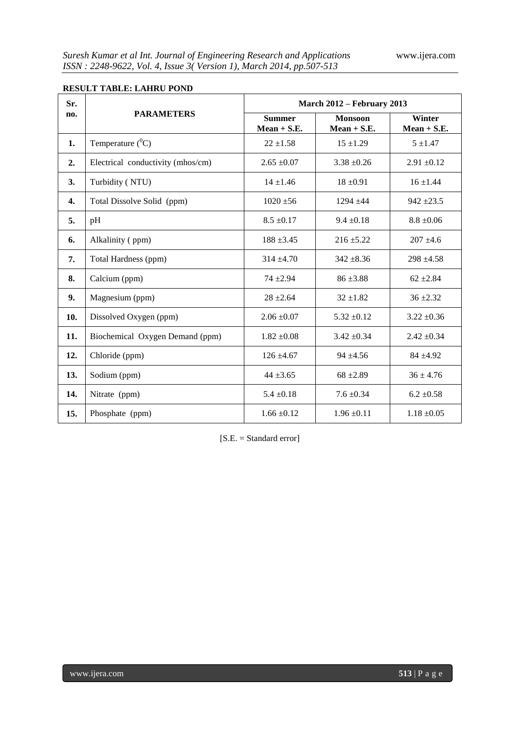**RESULT TABLE: LAHRU POND**

| Sr. no. | PARAMETERS | March 2012 – February 2013 | | |
|---|---|---|---|---|
| | | **Summer Mean + S.E.** | **Monsoon Mean + S.E.** | **Winter Mean + S.E.** |
| **1.** | Temperature ($^0$C) | 22 ±1.58 | 15 ±1.29 | 5 ±1.47 |
| **2.** | Electrical conductivity (mhos/cm) | 2.65 ±0.07 | 3.38 ±0.26 | 2.91 ±0.12 |
| **3.** | Turbidity ( NTU) | 14 ±1.46 | 18 ±0.91 | 16 ±1.44 |
| **4.** | Total Dissolve Solid (ppm) | 1020 ±56 | 1294 ±44 | 942 ±23.5 |
| **5.** | pH | 8.5 ±0.17 | 9.4 ±0.18 | 8.8 ±0.06 |
| **6.** | Alkalinity ( ppm) | 188 ±3.45 | 216 ±5.22 | 207 ±4.6 |
| **7.** | Total Hardness (ppm) | 314 ±4.70 | 342 ±8.36 | 298 ±4.58 |
| **8.** | Calcium (ppm) | 74 ±2.94 | 86 ±3.88 | 62 ±2.84 |
| **9.** | Magnesium (ppm) | 28 ±2.64 | 32 ±1.82 | 36 ±2.32 |
| **10.** | Dissolved Oxygen (ppm) | 2.06 ±0.07 | 5.32 ±0.12 | 3.22 ±0.36 |
| **11.** | Biochemical Oxygen Demand (ppm) | 1.82 ±0.08 | 3.42 ±0.34 | 2.42 ±0.34 |
| **12.** | Chloride (ppm) | 126 ±4.67 | 94 ±4.56 | 84 ±4.92 |
| **13.** | Sodium (ppm) | 44 ±3.65 | 68 ±2.89 | 36 ± 4.76 |
| **14.** | Nitrate (ppm) | 5.4 ±0.18 | 7.6 ±0.34 | 6.2 ±0.58 |
| **15.** | Phosphate (ppm) | 1.66 ±0.12 | 1.96 ±0.11 | 1.18 ±0.05 |

[S.E. = Standard error]